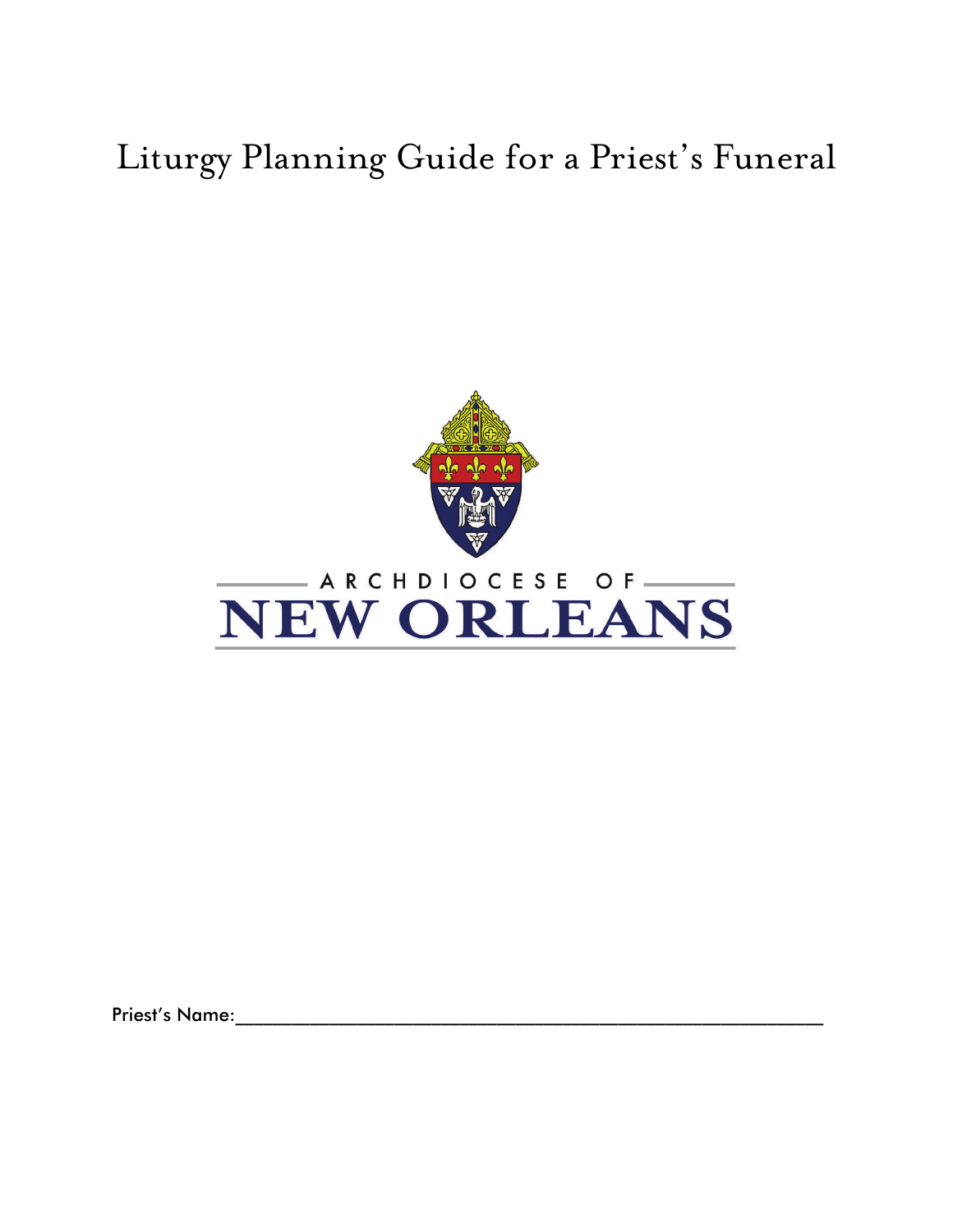# Liturgy Planning Guide for a Priest's Funeral

ARCHDIOCESE OF

NEW ORLEANS

Priest's Name:\_\_\_\_\_\_\_\_\_\_\_\_\_\_\_\_\_\_\_\_\_\_\_\_\_\_\_\_\_\_\_\_\_\_\_\_\_\_\_\_\_\_\_\_\_\_\_\_\_\_\_\_\_\_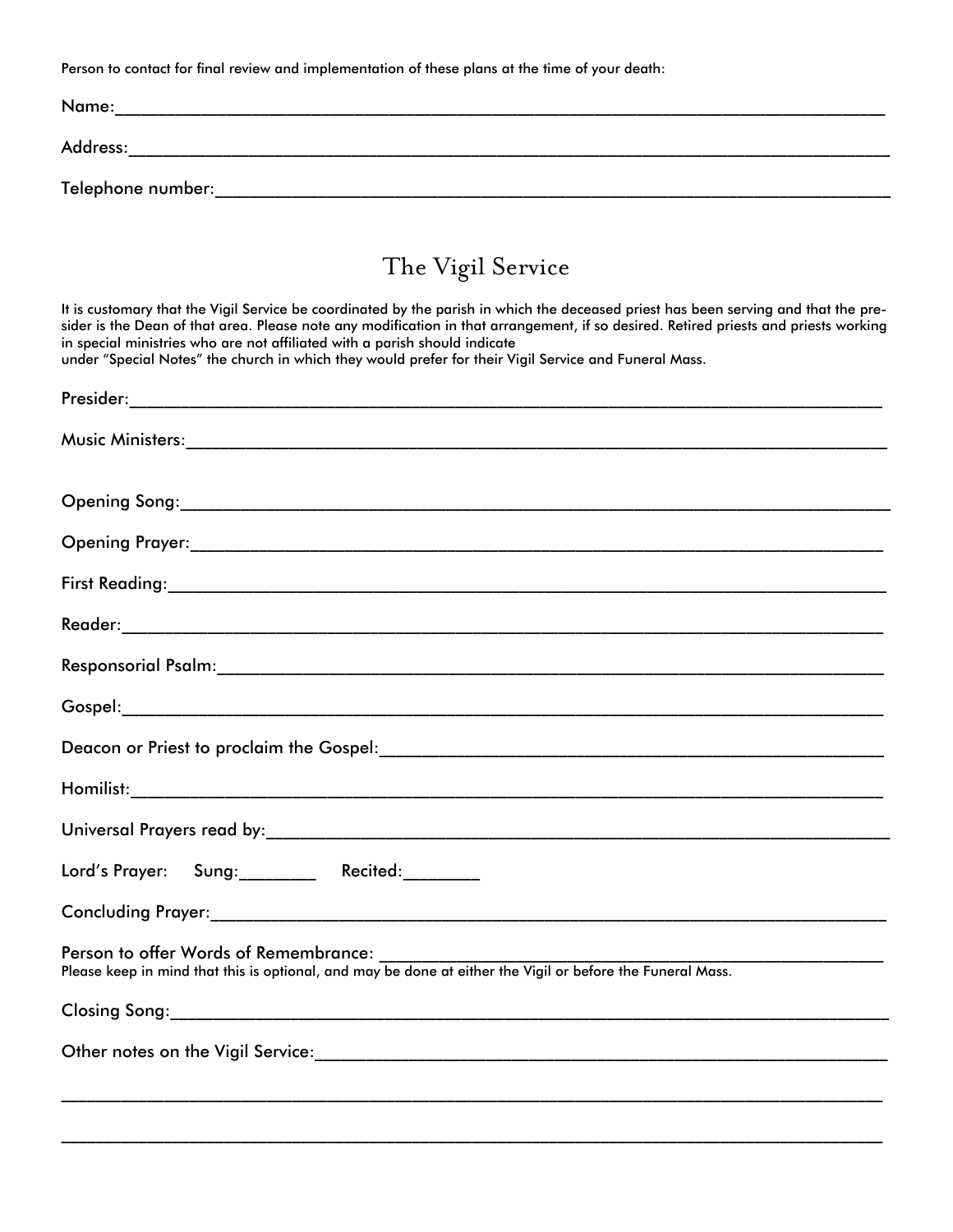Person to contact for final review and implementation of these plans at the time of your death:

Name:________________________________________________________________________________

Address:______________________________________________________________________________

Telephone number:_____________________________________________________________________

## The Vigil Service

It is customary that the Vigil Service be coordinated by the parish in which the deceased priest has been serving and that the presider is the Dean of that area. Please note any modification in that arrangement, if so desired. Retired priests and priests working in special ministries who are not affiliated with a parish should indicate under "Special Notes" the church in which they would prefer for their Vigil Service and Funeral Mass.

Presider:______________________________________________________________________________

Music Ministers:________________________________________________________________________

Opening Song:__________________________________________________________________________

Opening Prayer:________________________________________________________________________

First Reading:__________________________________________________________________________

Reader:________________________________________________________________________________

Responsorial Psalm:_____________________________________________________________________

Gospel:________________________________________________________________________________

Deacon or Priest to proclaim the Gospel:___________________________________________________

Homilist:_______________________________________________________________________________

Universal Prayers read by:________________________________________________________________

Lord's Prayer: Sung:________ Recited:________

Concluding Prayer:______________________________________________________________________

Person to offer Words of Remembrance: ____________________________________________________

Please keep in mind that this is optional, and may be done at either the Vigil or before the Funeral Mass.

Closing Song:__________________________________________________________________________

Other notes on the Vigil Service:___________________________________________________________

_______________________________________________________________________________________

_______________________________________________________________________________________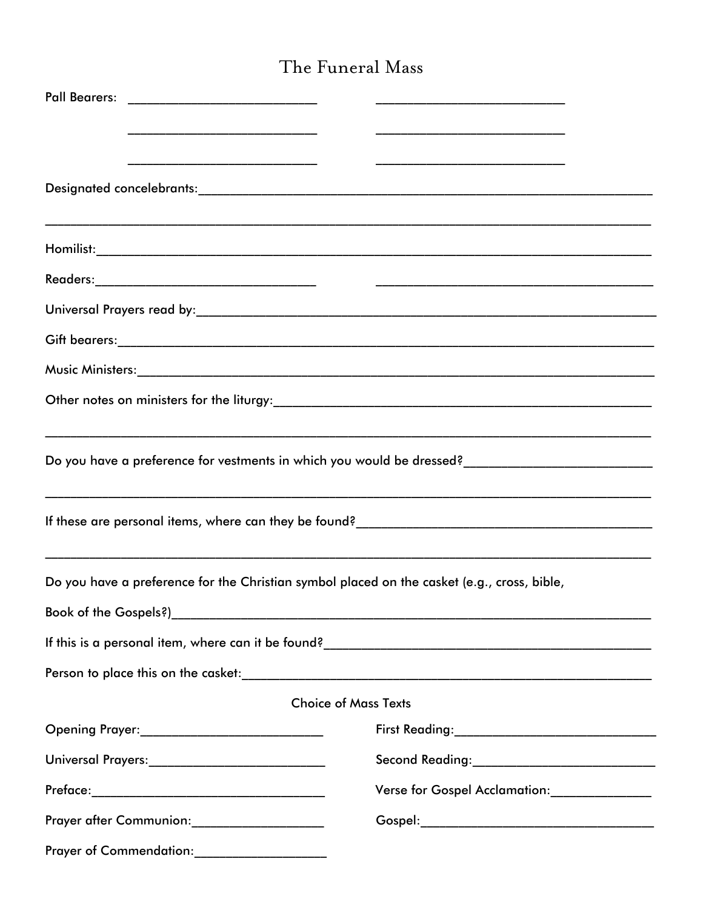# The Funeral Mass

Pall Bearers: ____________________________ ____________________________

____________________________ ____________________________

____________________________ ____________________________

Designated concelebrants:_______________________________________________________________

_______________________________________________________________________________

Homilist:_______________________________________________________________________

Readers:_____________________________ _____________________________________

Universal Prayers read by:_______________________________________________________

Gift bearers:____________________________________________________________________

Music Ministers:_________________________________________________________________

Other notes on ministers for the liturgy:_____________________________________________

_______________________________________________________________________________

Do you have a preference for vestments in which you would be dressed?__________________________

_______________________________________________________________________________

If these are personal items, where can they be found?________________________________________

_______________________________________________________________________________

Do you have a preference for the Christian symbol placed on the casket (e.g., cross, bible,

Book of the Gospels?)__________________________________________________________

If this is a personal item, where can it be found?_____________________________________

Person to place this on the casket:________________________________________________

### Choice of Mass Texts

Opening Prayer:__________________________

Universal Prayers:_________________________

Preface:__________________________________

Prayer after Communion:___________________

Prayer of Commendation:___________________

First Reading:_____________________________

Second Reading:___________________________

Verse for Gospel Acclamation:______________

Gospel:__________________________________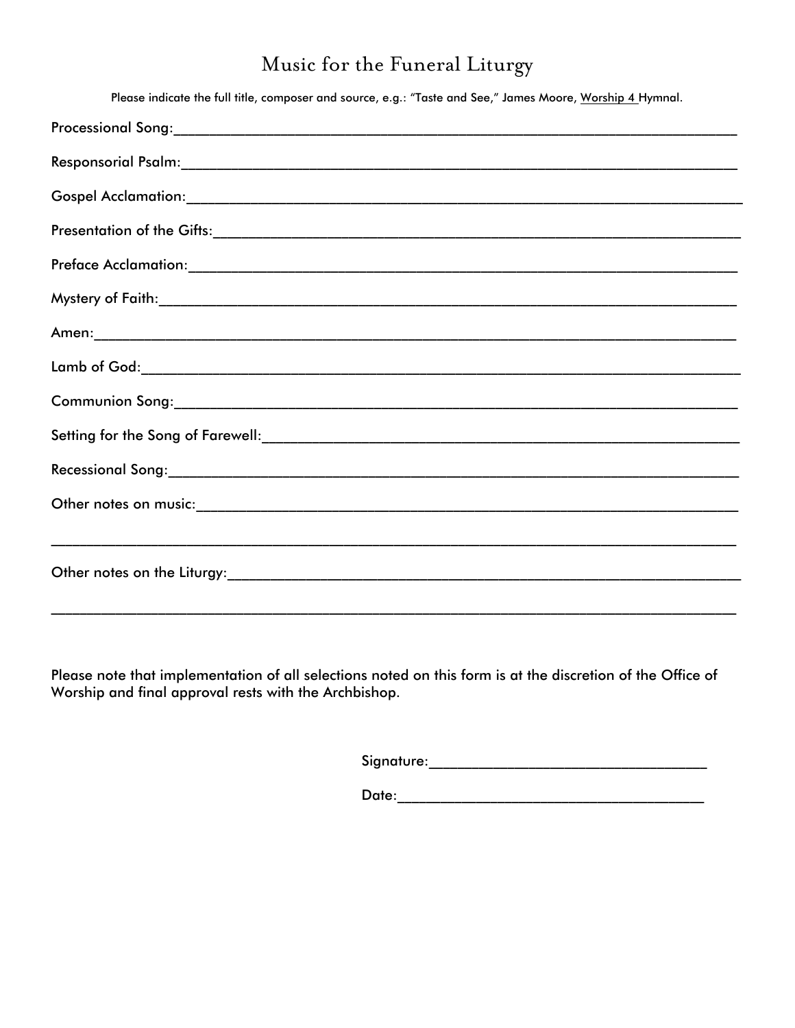# Music for the Funeral Liturgy

Please indicate the full title, composer and source, e.g.: "Taste and See," James Moore, Worship 4 Hymnal.

Processional Song:_______________________________________________________________

Responsorial Psalm:______________________________________________________________

Gospel Acclamation:______________________________________________________________

Presentation of the Gifts:__________________________________________________________

Preface Acclamation:_____________________________________________________________

Mystery of Faith:________________________________________________________________

Amen:__________________________________________________________________________

Lamb of God:____________________________________________________________________

Communion Song:________________________________________________________________

Setting for the Song of Farewell:_____________________________________________________

Recessional Song:________________________________________________________________

Other notes on music:_____________________________________________________________

__________________________________________________________________________________

Other notes on the Liturgy:_________________________________________________________

__________________________________________________________________________________

Please note that implementation of all selections noted on this form is at the discretion of the Office of Worship and final approval rests with the Archbishop.

Signature:___________________________________

Date:_______________________________________